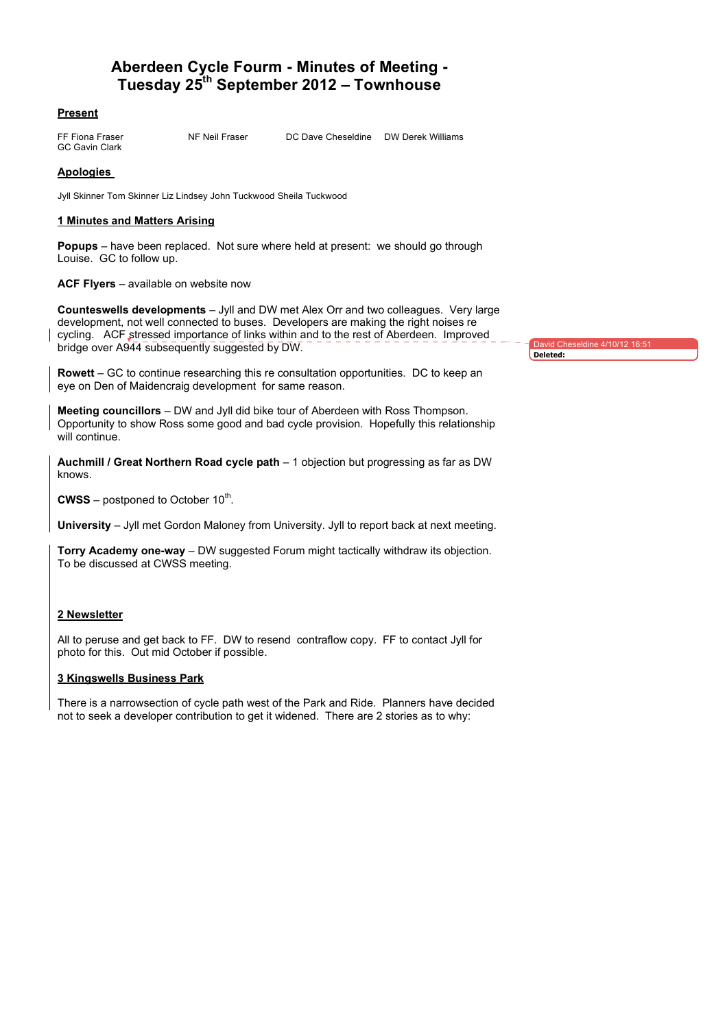# Aberdeen Cycle Fourm - Minutes of Meeting - Tuesday 25th September 2012 – Townhouse

## Present

FF Fiona Fraser NF Neil Fraser DC Dave Cheseldine DW Derek Williams
GC Gavin Clark

## Apologies

Jyll Skinner Tom Skinner Liz Lindsey John Tuckwood Sheila Tuckwood

## 1 Minutes and Matters Arising

**Popups** – have been replaced. Not sure where held at present: we should go through Louise. GC to follow up.

**ACF Flyers** – available on website now

**Counteswells developments** – Jyll and DW met Alex Orr and two colleagues. Very large development, not well connected to buses. Developers are making the right noises re cycling. ACF stressed importance of links within and to the rest of Aberdeen. Improved bridge over A944 subsequently suggested by DW.

David Cheseldine 4/10/12 16:51
**Deleted:**

**Rowett** – GC to continue researching this re consultation opportunities. DC to keep an eye on Den of Maidencraig development for same reason.

**Meeting councillors** – DW and Jyll did bike tour of Aberdeen with Ross Thompson. Opportunity to show Ross some good and bad cycle provision. Hopefully this relationship will continue.

**Auchmill / Great Northern Road cycle path** – 1 objection but progressing as far as DW knows.

**CWSS** – postponed to October 10th.

**University** – Jyll met Gordon Maloney from University. Jyll to report back at next meeting.

**Torry Academy one-way** – DW suggested Forum might tactically withdraw its objection. To be discussed at CWSS meeting.

## 2 Newsletter

All to peruse and get back to FF. DW to resend contraflow copy. FF to contact Jyll for photo for this. Out mid October if possible.

## 3 Kingswells Business Park

There is a narrowsection of cycle path west of the Park and Ride. Planners have decided not to seek a developer contribution to get it widened. There are 2 stories as to why: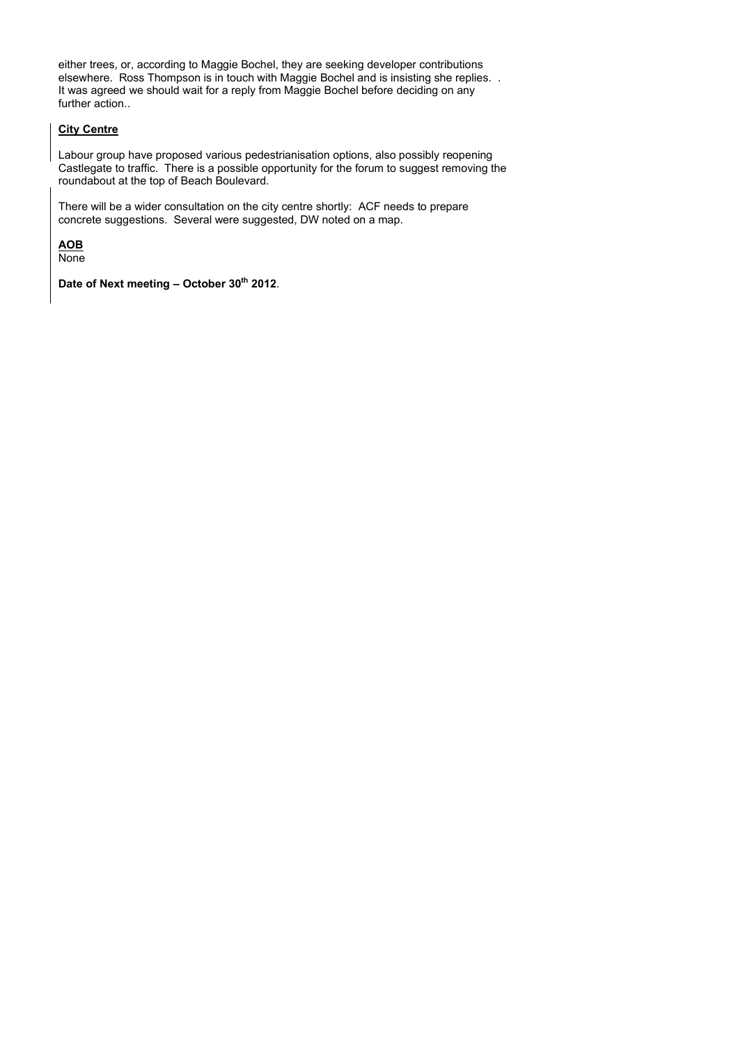either trees, or, according to Maggie Bochel, they are seeking developer contributions elsewhere. Ross Thompson is in touch with Maggie Bochel and is insisting she replies. . It was agreed we should wait for a reply from Maggie Bochel before deciding on any further action..

**City Centre**

Labour group have proposed various pedestrianisation options, also possibly reopening Castlegate to traffic. There is a possible opportunity for the forum to suggest removing the roundabout at the top of Beach Boulevard.

There will be a wider consultation on the city centre shortly: ACF needs to prepare concrete suggestions. Several were suggested, DW noted on a map.

**AOB**

None

**Date of Next meeting – October 30th 2012**.